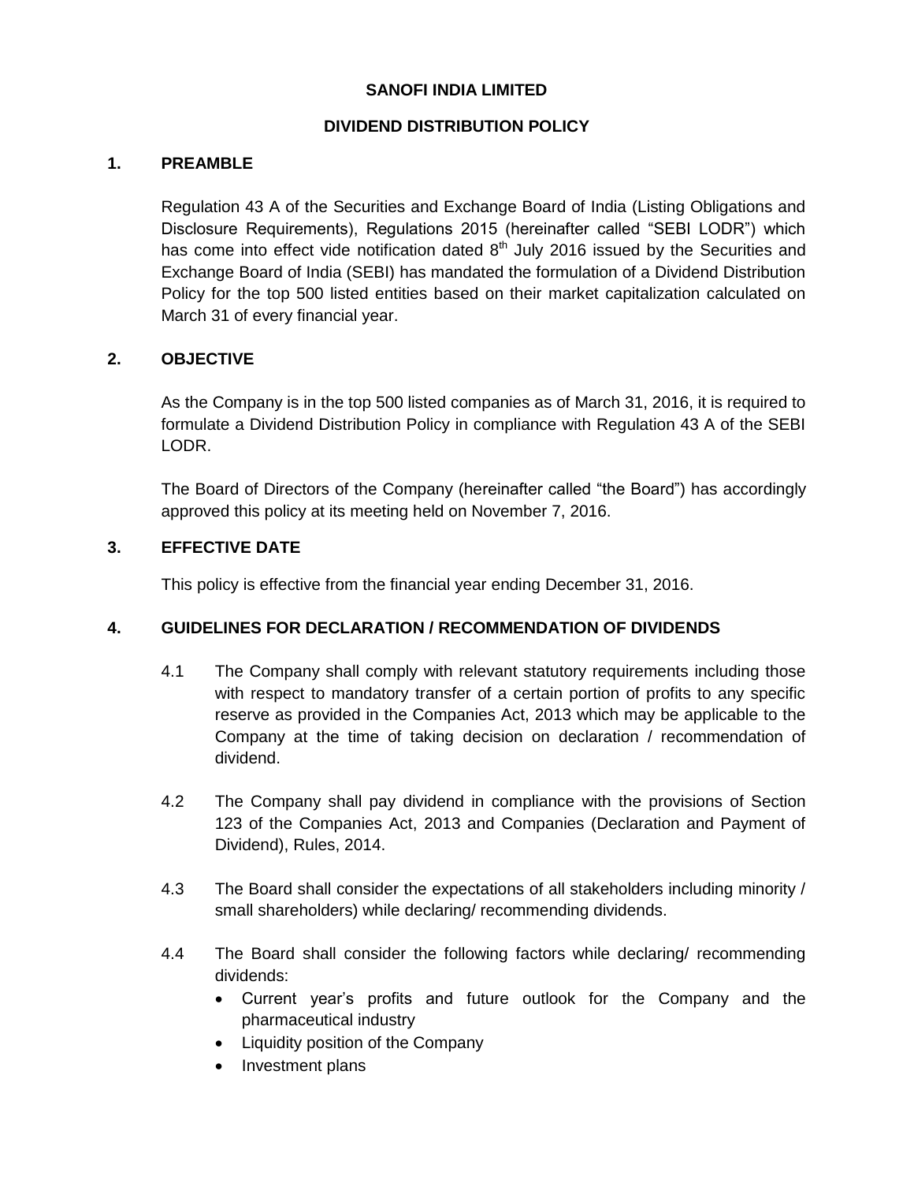**SANOFI INDIA LIMITED**

**DIVIDEND DISTRIBUTION POLICY**

## 1. PREAMBLE

Regulation 43 A of the Securities and Exchange Board of India (Listing Obligations and Disclosure Requirements), Regulations 2015 (hereinafter called "SEBI LODR") which has come into effect vide notification dated 8th July 2016 issued by the Securities and Exchange Board of India (SEBI) has mandated the formulation of a Dividend Distribution Policy for the top 500 listed entities based on their market capitalization calculated on March 31 of every financial year.

## 2. OBJECTIVE

As the Company is in the top 500 listed companies as of March 31, 2016, it is required to formulate a Dividend Distribution Policy in compliance with Regulation 43 A of the SEBI LODR.

The Board of Directors of the Company (hereinafter called "the Board") has accordingly approved this policy at its meeting held on November 7, 2016.

## 3. EFFECTIVE DATE

This policy is effective from the financial year ending December 31, 2016.

## 4. GUIDELINES FOR DECLARATION / RECOMMENDATION OF DIVIDENDS

4.1 The Company shall comply with relevant statutory requirements including those with respect to mandatory transfer of a certain portion of profits to any specific reserve as provided in the Companies Act, 2013 which may be applicable to the Company at the time of taking decision on declaration / recommendation of dividend.

4.2 The Company shall pay dividend in compliance with the provisions of Section 123 of the Companies Act, 2013 and Companies (Declaration and Payment of Dividend), Rules, 2014.

4.3 The Board shall consider the expectations of all stakeholders including minority / small shareholders) while declaring/ recommending dividends.

4.4 The Board shall consider the following factors while declaring/ recommending dividends:

- Current year's profits and future outlook for the Company and the pharmaceutical industry
- Liquidity position of the Company
- Investment plans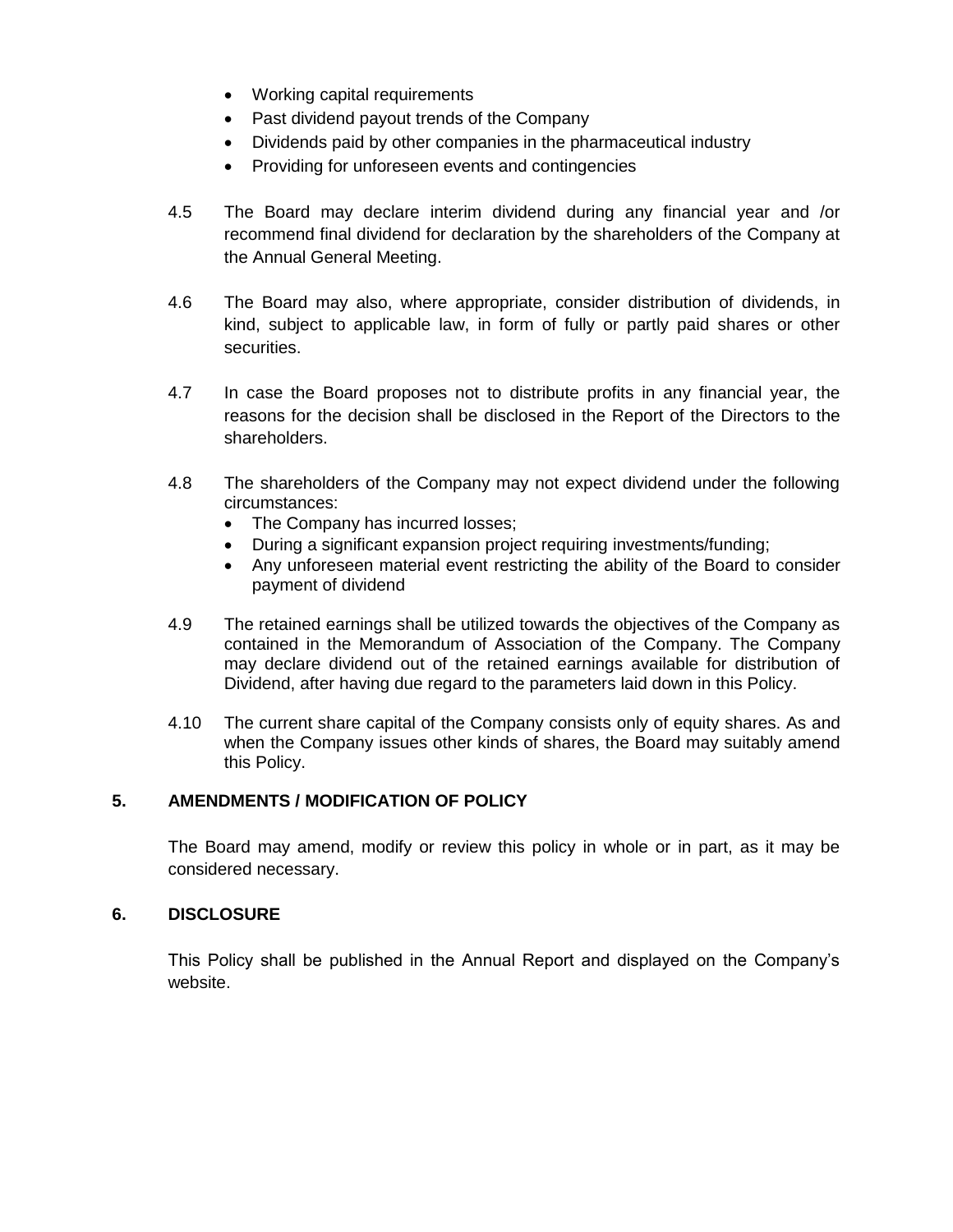- Working capital requirements
- Past dividend payout trends of the Company
- Dividends paid by other companies in the pharmaceutical industry
- Providing for unforeseen events and contingencies

4.5 The Board may declare interim dividend during any financial year and /or recommend final dividend for declaration by the shareholders of the Company at the Annual General Meeting.

4.6 The Board may also, where appropriate, consider distribution of dividends, in kind, subject to applicable law, in form of fully or partly paid shares or other securities.

4.7 In case the Board proposes not to distribute profits in any financial year, the reasons for the decision shall be disclosed in the Report of the Directors to the shareholders.

4.8 The shareholders of the Company may not expect dividend under the following circumstances:

- The Company has incurred losses;
- During a significant expansion project requiring investments/funding;
- Any unforeseen material event restricting the ability of the Board to consider payment of dividend

4.9 The retained earnings shall be utilized towards the objectives of the Company as contained in the Memorandum of Association of the Company. The Company may declare dividend out of the retained earnings available for distribution of Dividend, after having due regard to the parameters laid down in this Policy.

4.10 The current share capital of the Company consists only of equity shares. As and when the Company issues other kinds of shares, the Board may suitably amend this Policy.

## 5. AMENDMENTS / MODIFICATION OF POLICY

The Board may amend, modify or review this policy in whole or in part, as it may be considered necessary.

## 6. DISCLOSURE

This Policy shall be published in the Annual Report and displayed on the Company's website.